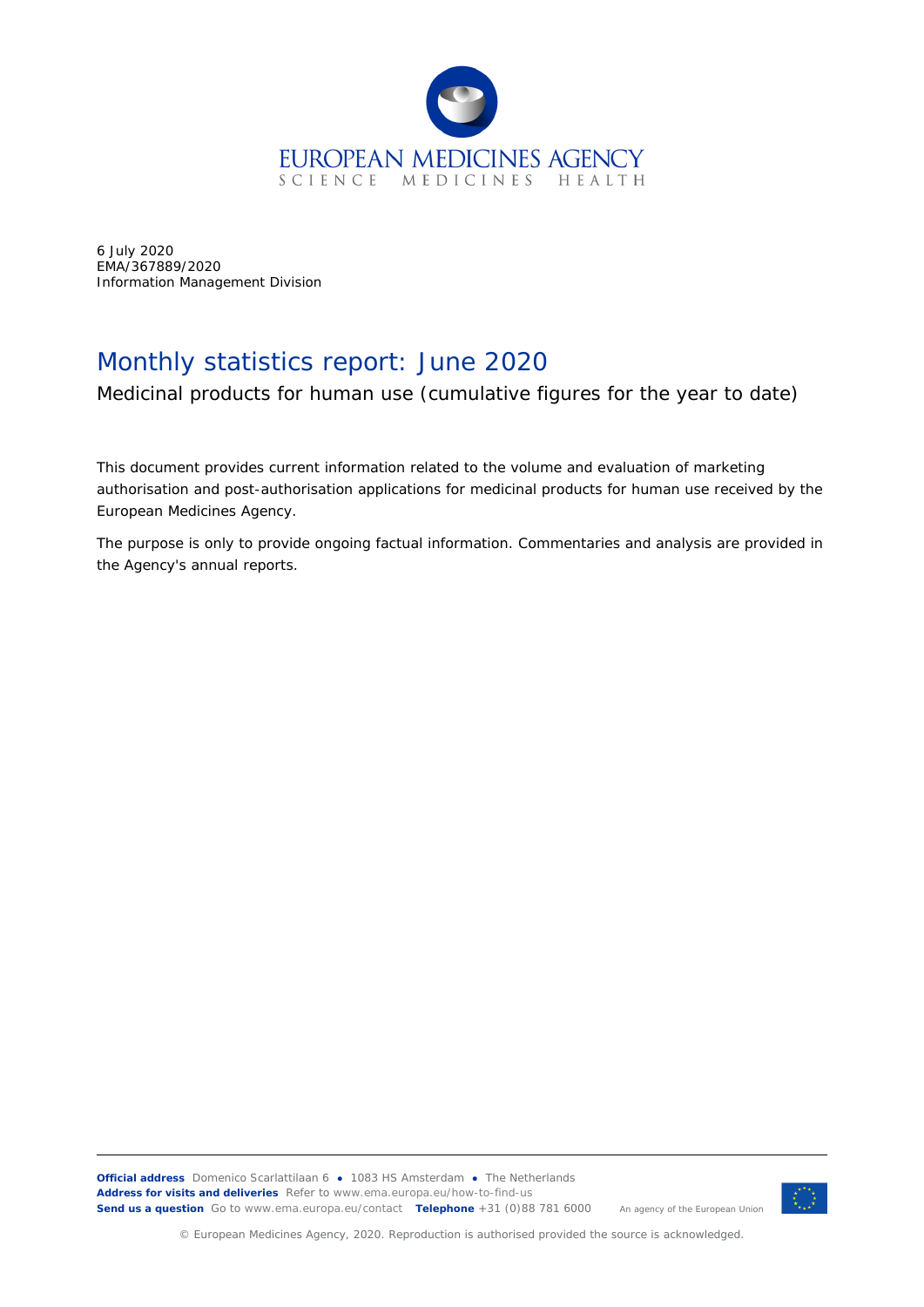EUROPEAN MEDICINES AGENCY
SCIENCE MEDICINES HEALTH

6 July 2020
EMA/367889/2020
Information Management Division

# Monthly statistics report: June 2020

## Medicinal products for human use (cumulative figures for the year to date)

This document provides current information related to the volume and evaluation of marketing authorisation and post-authorisation applications for medicinal products for human use received by the European Medicines Agency.

The purpose is only to provide ongoing factual information. Commentaries and analysis are provided in the Agency's annual reports.

**Official address** Domenico Scarlattilaan 6 ● 1083 HS Amsterdam ● The Netherlands
**Address for visits and deliveries** Refer to www.ema.europa.eu/how-to-find-us
**Send us a question** Go to www.ema.europa.eu/contact **Telephone** +31 (0)88 781 6000

An agency of the European Union

© European Medicines Agency, 2020. Reproduction is authorised provided the source is acknowledged.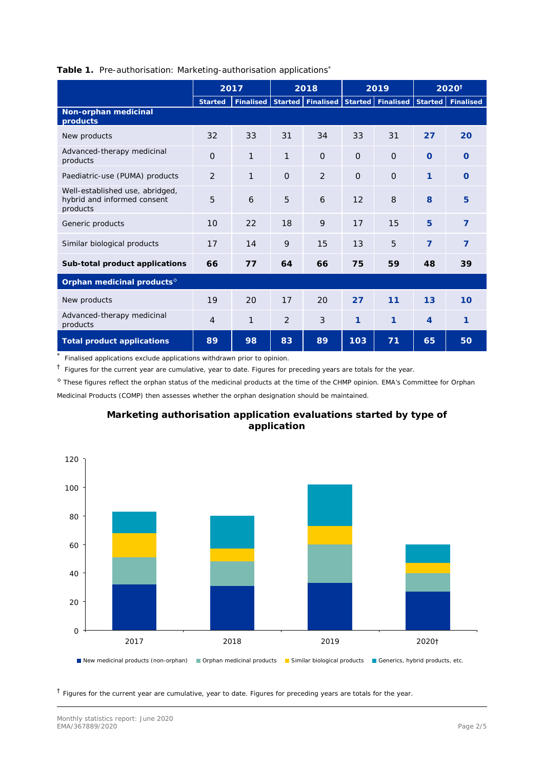**Table 1.** Pre-authorisation: Marketing-authorisation applications*

| | 2017 | | 2018 | | 2019 | | 2020† | |
|---|---|---|---|---|---|---|---|---|
| | Started | Finalised | Started | Finalised | Started | Finalised | Started | Finalised |
| **Non-orphan medicinal products** | | | | | | | | |
| New products | 32 | 33 | 31 | 34 | 33 | 31 | **27** | **20** |
| Advanced-therapy medicinal products | 0 | 1 | 1 | 0 | 0 | 0 | **0** | **0** |
| Paediatric-use (PUMA) products | 2 | 1 | 0 | 2 | 0 | 0 | **1** | **0** |
| Well-established use, abridged, hybrid and informed consent products | 5 | 6 | 5 | 6 | 12 | 8 | **8** | **5** |
| Generic products | 10 | 22 | 18 | 9 | 17 | 15 | **5** | **7** |
| Similar biological products | 17 | 14 | 9 | 15 | 13 | 5 | **7** | **7** |
| **Sub-total product applications** | **66** | **77** | **64** | **66** | **75** | **59** | **48** | **39** |
| **Orphan medicinal products**◊ | | | | | | | | |
| New products | 19 | 20 | 17 | 20 | **27** | **11** | **13** | **10** |
| Advanced-therapy medicinal products | 4 | 1 | 2 | 3 | **1** | **1** | **4** | **1** |
| **Total product applications** | **89** | **98** | **83** | **89** | **103** | **71** | **65** | **50** |

\* Finalised applications exclude applications withdrawn prior to opinion.

† Figures for the current year are cumulative, year to date. Figures for preceding years are totals for the year.

◊ These figures reflect the orphan status of the medicinal products at the time of the CHMP opinion. EMA's Committee for Orphan Medicinal Products (COMP) then assesses whether the orphan designation should be maintained.

**Marketing authorisation application evaluations started by type of application**

† Figures for the current year are cumulative, year to date. Figures for preceding years are totals for the year.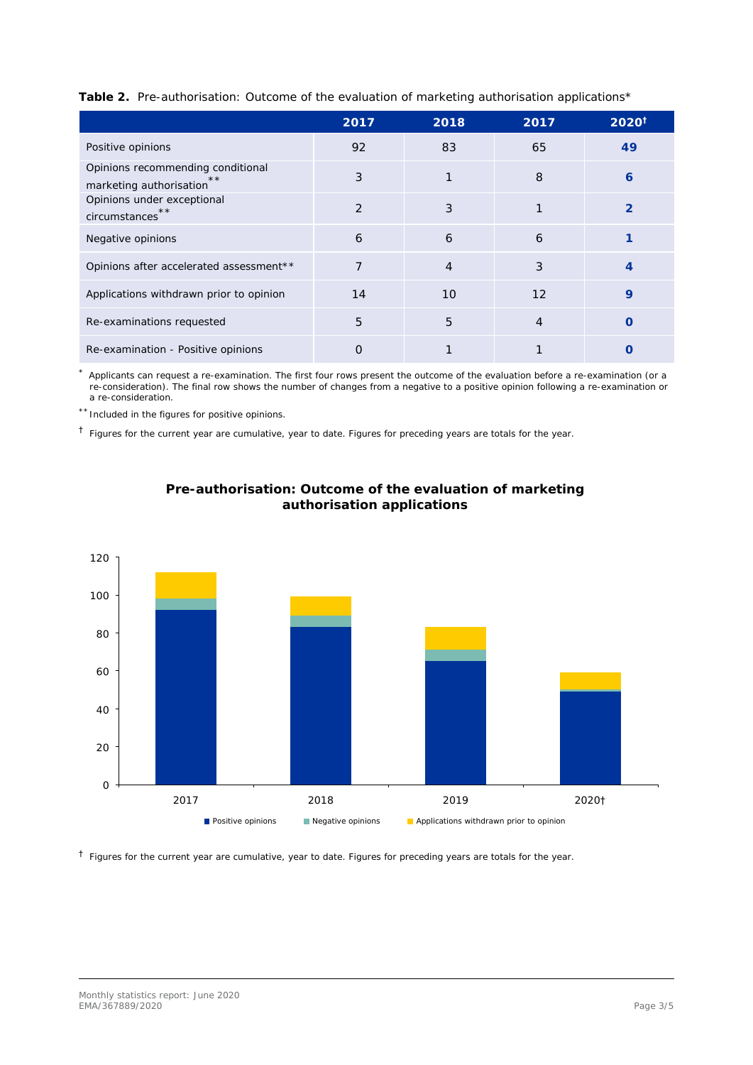**Table 2.** Pre-authorisation: Outcome of the evaluation of marketing authorisation applications*

| | 2017 | 2018 | 2017 | 2020† |
|---|---|---|---|---|
| Positive opinions | 92 | 83 | 65 | **49** |
| Opinions recommending conditional marketing authorisation** | 3 | 1 | 8 | **6** |
| Opinions under exceptional circumstances** | 2 | 3 | 1 | **2** |
| Negative opinions | 6 | 6 | 6 | **1** |
| Opinions after accelerated assessment** | 7 | 4 | 3 | **4** |
| Applications withdrawn prior to opinion | 14 | 10 | 12 | **9** |
| Re-examinations requested | 5 | 5 | 4 | **0** |
| Re-examination - Positive opinions | 0 | 1 | 1 | **0** |

\* Applicants can request a re-examination. The first four rows present the outcome of the evaluation before a re-examination (or a re-consideration). The final row shows the number of changes from a negative to a positive opinion following a re-examination or a re-consideration.

\** Included in the figures for positive opinions.

† Figures for the current year are cumulative, year to date. Figures for preceding years are totals for the year.

**Pre-authorisation: Outcome of the evaluation of marketing authorisation applications**

| | 2017 | 2018 | 2019 | 2020† |
|---|---|---|---|---|
| Positive opinions | 92 | 83 | 65 | 49 |
| Negative opinions | 6 | 6 | 6 | 1 |
| Applications withdrawn prior to opinion | 14 | 10 | 12 | 9 |

† Figures for the current year are cumulative, year to date. Figures for preceding years are totals for the year.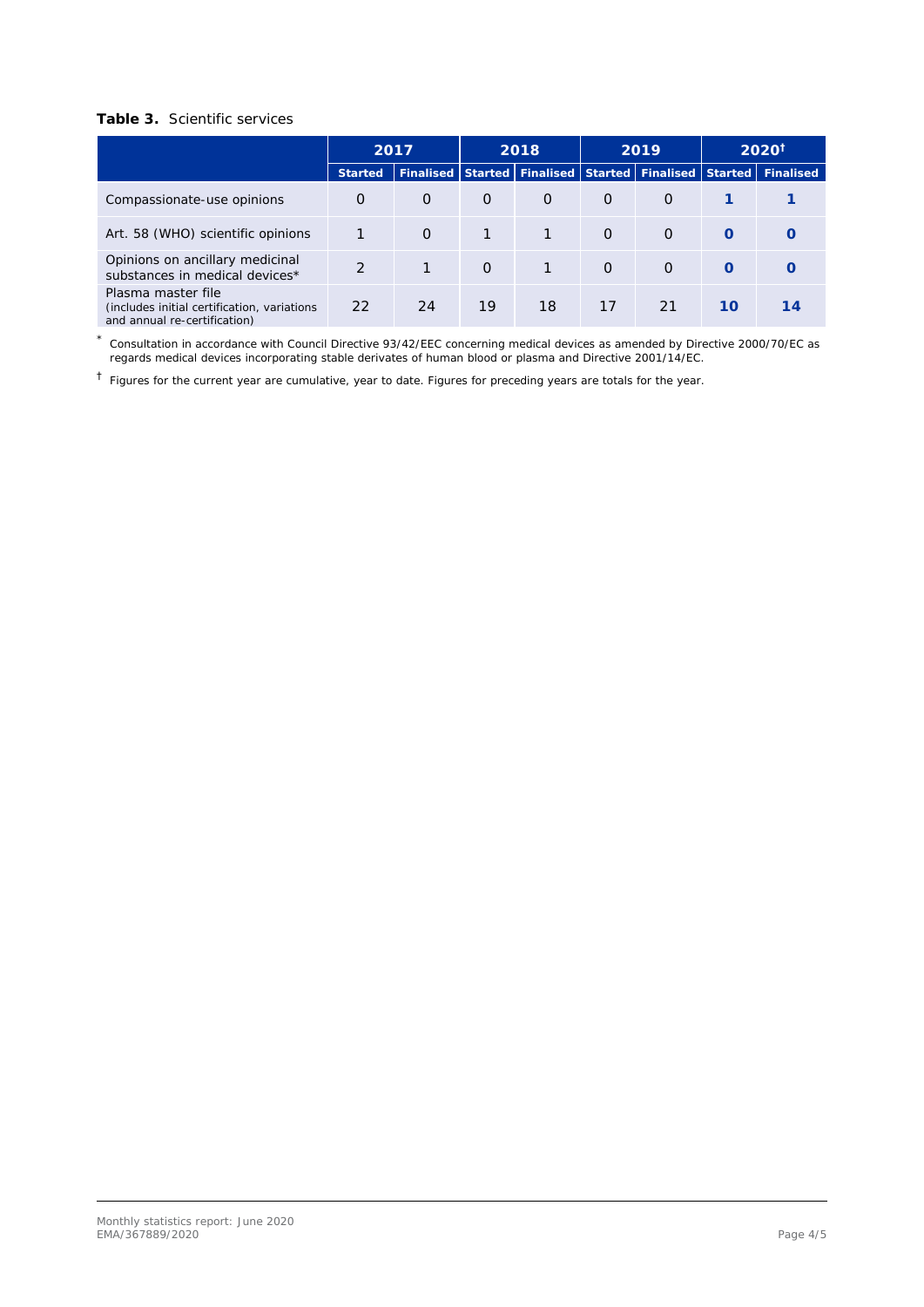**Table 3.** Scientific services

| | 2017 | | 2018 | | 2019 | | 2020† | |
|---|---|---|---|---|---|---|---|---|
| | Started | Finalised | Started | Finalised | Started | Finalised | Started | Finalised |
| Compassionate-use opinions | 0 | 0 | 0 | 0 | 0 | 0 | **1** | **1** |
| Art. 58 (WHO) scientific opinions | 1 | 0 | 1 | 1 | 0 | 0 | **0** | **0** |
| Opinions on ancillary medicinal substances in medical devices* | 2 | 1 | 0 | 1 | 0 | 0 | **0** | **0** |
| Plasma master file (includes initial certification, variations and annual re-certification) | 22 | 24 | 19 | 18 | 17 | 21 | **10** | **14** |

\* Consultation in accordance with Council Directive 93/42/EEC concerning medical devices as amended by Directive 2000/70/EC as regards medical devices incorporating stable derivates of human blood or plasma and Directive 2001/14/EC.

† Figures for the current year are cumulative, year to date. Figures for preceding years are totals for the year.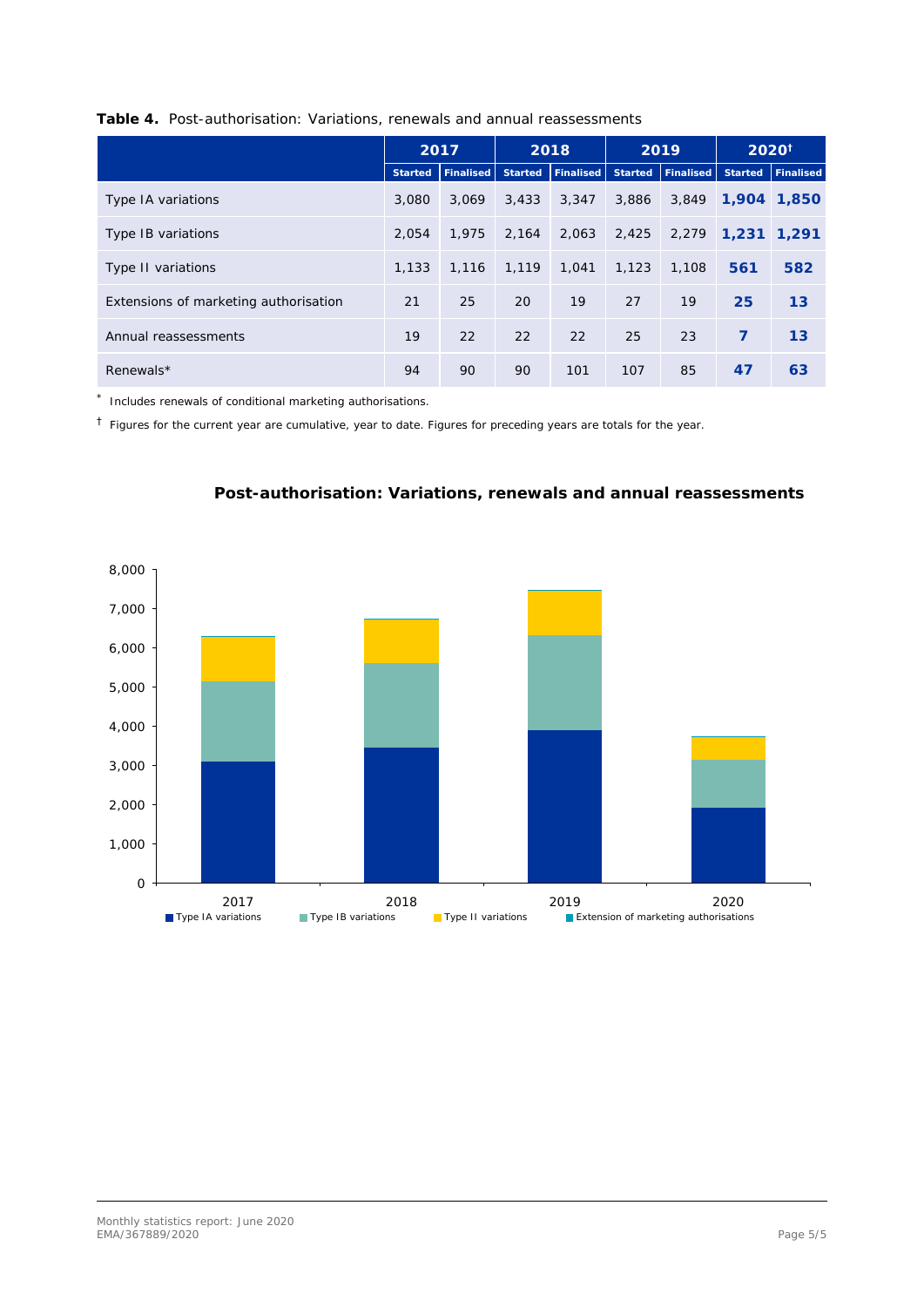**Table 4.** Post-authorisation: Variations, renewals and annual reassessments

| | 2017 | | 2018 | | 2019 | | 2020[†] | |
|---|---|---|---|---|---|---|---|---|
| | Started | Finalised | Started | Finalised | Started | Finalised | Started | Finalised |
| Type IA variations | 3,080 | 3,069 | 3,433 | 3,347 | 3,886 | 3,849 | **1,904** | **1,850** |
| Type IB variations | 2,054 | 1,975 | 2,164 | 2,063 | 2,425 | 2,279 | **1,231** | **1,291** |
| Type II variations | 1,133 | 1,116 | 1,119 | 1,041 | 1,123 | 1,108 | **561** | **582** |
| Extensions of marketing authorisation | 21 | 25 | 20 | 19 | 27 | 19 | **25** | **13** |
| Annual reassessments | 19 | 22 | 22 | 22 | 25 | 23 | **7** | **13** |
| Renewals* | 94 | 90 | 90 | 101 | 107 | 85 | **47** | **63** |

\* Includes renewals of conditional marketing authorisations.

† Figures for the current year are cumulative, year to date. Figures for preceding years are totals for the year.

**Post-authorisation: Variations, renewals and annual reassessments**

8,000
7,000
6,000
5,000
4,000
3,000
2,000
1,000
0

2017
2018
2019
2020

Type IA variations
Type IB variations
Type II variations
Extension of marketing authorisations